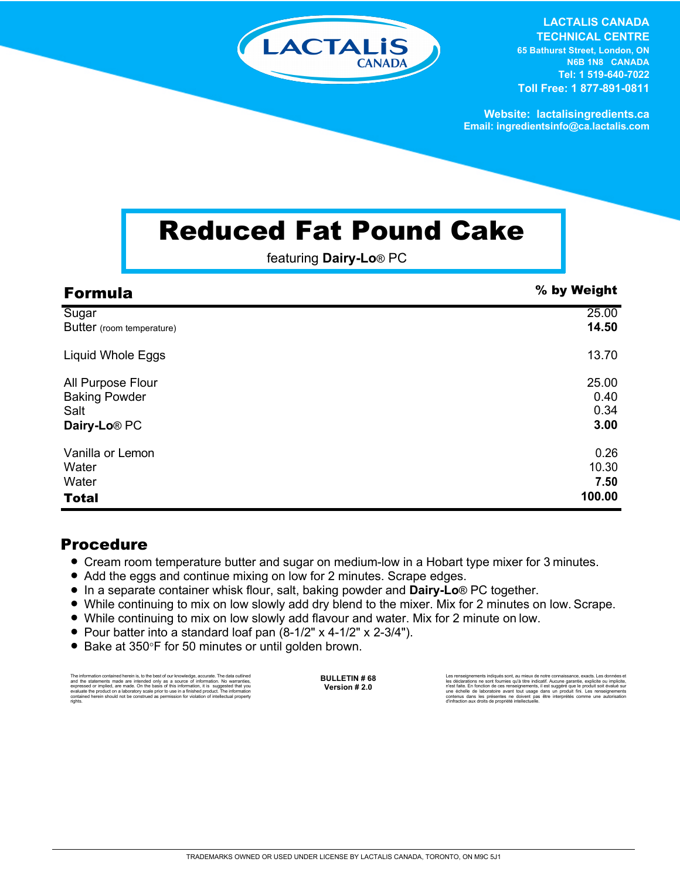LACTALIS CANADA

**LACTALIS CANADA**
**TECHNICAL CENTRE**
**65 Bathurst Street, London, ON**
**N6B 1N8 CANADA**
**Tel: 1 519-640-7022**
**Toll Free: 1 877-891-0811**

**Website: lactalisingredients.ca**
**Email: ingredientsinfo@ca.lactalis.com**

# Reduced Fat Pound Cake

featuring **Dairy-Lo**® PC

| Formula | % by Weight |
|---|---|
| Sugar | 25.00 |
| Butter (room temperature) | **14.50** |
| Liquid Whole Eggs | 13.70 |
| All Purpose Flour | 25.00 |
| Baking Powder | 0.40 |
| Salt | 0.34 |
| **Dairy-Lo**® PC | **3.00** |
| Vanilla or Lemon | 0.26 |
| Water | 10.30 |
| Water | **7.50** |
| **Total** | **100.00** |

## Procedure

- Cream room temperature butter and sugar on medium-low in a Hobart type mixer for 3 minutes.
- Add the eggs and continue mixing on low for 2 minutes. Scrape edges.
- In a separate container whisk flour, salt, baking powder and **Dairy-Lo**® PC together.
- While continuing to mix on low slowly add dry blend to the mixer. Mix for 2 minutes on low. Scrape.
- While continuing to mix on low slowly add flavour and water. Mix for 2 minute on low.
- Pour batter into a standard loaf pan (8-1/2" x 4-1/2" x 2-3/4").
- Bake at 350°F for 50 minutes or until golden brown.

The information contained herein is, to the best of our knowledge, accurate. The data outlined and the statements made are intended only as a source of information. No warranties, expressed or implied, are made. On the basis of this information, it is suggested that you evaluate the product on a laboratory scale prior to use in a finished product. The information contained herein should not be construed as permission for violation of intellectual property rights.

**BULLETIN # 68**
**Version # 2.0**

Les renseignements indiqués sont, au mieux de notre connaissance, exacts. Les données et les déclarations ne sont fournies qu'à titre indicatif. Aucune garantie, explicite ou implicite, n'est faite. En fonction de ces renseignements, il est suggéré que le produit soit évalué sur une échelle de laboratoire avant tout usage dans un produit fini. Les renseignements contenus dans les présentes ne doivent pas être interprétés comme une autorisation d'infraction aux droits de propriété intellectuelle.

TRADEMARKS OWNED OR USED UNDER LICENSE BY LACTALIS CANADA, TORONTO, ON M9C 5J1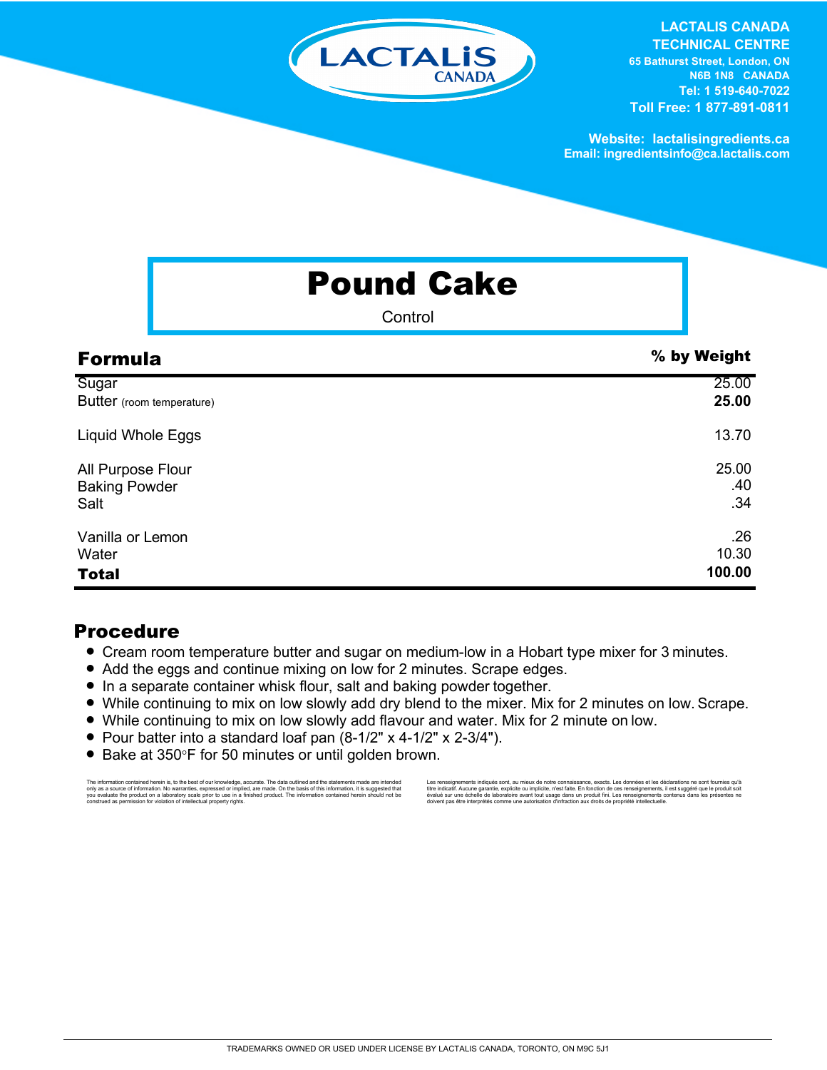LACTALIS CANADA
TECHNICAL CENTRE
65 Bathurst Street, London, ON
N6B 1N8 CANADA
Tel: 1 519-640-7022
Toll Free: 1 877-891-0811

Website: lactalisingredients.ca
Email: ingredientsinfo@ca.lactalis.com

# Pound Cake

Control

| **Formula** | **% by Weight** |
|---|---|
| Sugar | 25.00 |
| Butter (room temperature) | **25.00** |
| Liquid Whole Eggs | 13.70 |
| All Purpose Flour | 25.00 |
| Baking Powder | .40 |
| Salt | .34 |
| Vanilla or Lemon | .26 |
| Water | 10.30 |
| **Total** | **100.00** |

## Procedure

- Cream room temperature butter and sugar on medium-low in a Hobart type mixer for 3 minutes.
- Add the eggs and continue mixing on low for 2 minutes. Scrape edges.
- In a separate container whisk flour, salt and baking powder together.
- While continuing to mix on low slowly add dry blend to the mixer. Mix for 2 minutes on low. Scrape.
- While continuing to mix on low slowly add flavour and water. Mix for 2 minute on low.
- Pour batter into a standard loaf pan (8-1/2" x 4-1/2" x 2-3/4").
- Bake at 350°F for 50 minutes or until golden brown.

The information contained herein is, to the best of our knowledge, accurate. The data outlined and the statements made are intended only as a source of information. No warranties, expressed or implied, are made. On the basis of this information, it is suggested that you evaluate the product on a laboratory scale prior to use in a finished product. The information contained herein should not be construed as permission for violation of intellectual property rights.

Les renseignements indiqués sont, au mieux de notre connaissance, exacts. Les données et les déclarations ne sont fournies qu'à titre indicatif. Aucune garantie, explicite ou implicite, n'est faite. En fonction de ces renseignements, il est suggéré que le produit soit évalué sur une échelle de laboratoire avant tout usage dans un produit fini. Les renseignements contenus dans les présentes ne doivent pas être interprétés comme une autorisation d'infraction aux droits de propriété intellectuelle.

TRADEMARKS OWNED OR USED UNDER LICENSE BY LACTALIS CANADA, TORONTO, ON M9C 5J1